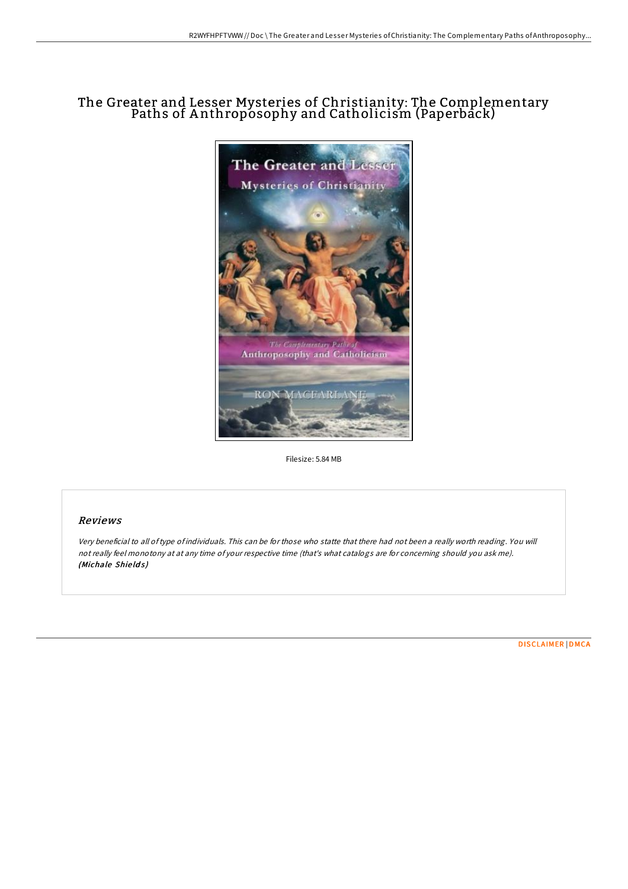# The Greater and Lesser Mysteries of Christianity: The Complementary Paths of Anthroposophy and Catholicism (Paperback)

Filesize: 5.84 MB

## Reviews

*Very beneficial to all of type of individuals. This can be for those who statte that there had not been a really worth reading. You will not really feel monotony at at any time of your respective time (that's what catalogs are for concerning should you ask me).* ***(Michale Shields)***

DISCLAIMER | DMCA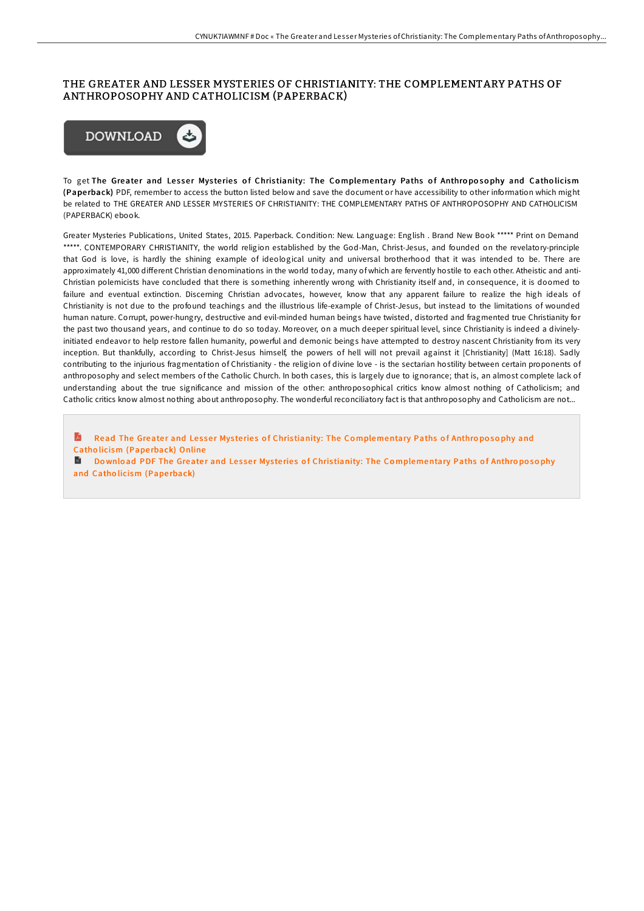# THE GREATER AND LESSER MYSTERIES OF CHRISTIANITY: THE COMPLEMENTARY PATHS OF ANTHROPOSOPHY AND CATHOLICISM (PAPERBACK)

DOWNLOAD

To get **The Greater and Lesser Mysteries of Christianity: The Complementary Paths of Anthroposophy and Catholicism (Paperback)** PDF, remember to access the button listed below and save the document or have accessibility to other information which might be related to THE GREATER AND LESSER MYSTERIES OF CHRISTIANITY: THE COMPLEMENTARY PATHS OF ANTHROPOSOPHY AND CATHOLICISM (PAPERBACK) ebook.

Greater Mysteries Publications, United States, 2015. Paperback. Condition: New. Language: English . Brand New Book ***** Print on Demand *****. CONTEMPORARY CHRISTIANITY, the world religion established by the God-Man, Christ-Jesus, and founded on the revelatory-principle that God is love, is hardly the shining example of ideological unity and universal brotherhood that it was intended to be. There are approximately 41,000 different Christian denominations in the world today, many of which are fervently hostile to each other. Atheistic and anti-Christian polemicists have concluded that there is something inherently wrong with Christianity itself and, in consequence, it is doomed to failure and eventual extinction. Discerning Christian advocates, however, know that any apparent failure to realize the high ideals of Christianity is not due to the profound teachings and the illustrious life-example of Christ-Jesus, but instead to the limitations of wounded human nature. Corrupt, power-hungry, destructive and evil-minded human beings have twisted, distorted and fragmented true Christianity for the past two thousand years, and continue to do so today. Moreover, on a much deeper spiritual level, since Christianity is indeed a divinely-initiated endeavor to help restore fallen humanity, powerful and demonic beings have attempted to destroy nascent Christianity from its very inception. But thankfully, according to Christ-Jesus himself, the powers of hell will not prevail against it [Christianity] (Matt 16:18). Sadly contributing to the injurious fragmentation of Christianity - the religion of divine love - is the sectarian hostility between certain proponents of anthroposophy and select members of the Catholic Church. In both cases, this is largely due to ignorance; that is, an almost complete lack of understanding about the true significance and mission of the other: anthroposophical critics know almost nothing of Catholicism; and Catholic critics know almost nothing about anthroposophy. The wonderful reconciliatory fact is that anthroposophy and Catholicism are not...

Read The Greater and Lesser Mysteries of Christianity: The Complementary Paths of Anthroposophy and Catholicism (Paperback) Online

Download PDF The Greater and Lesser Mysteries of Christianity: The Complementary Paths of Anthroposophy and Catholicism (Paperback)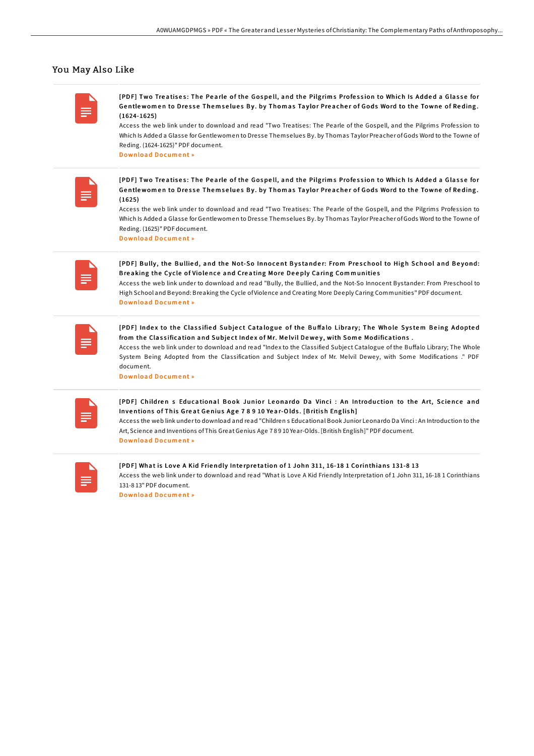## You May Also Like

**[PDF] Two Treatises: The Pearle of the Gospell, and the Pilgrims Profession to Which Is Added a Glasse for Gentlewomen to Dresse Themselues By. by Thomas Taylor Preacher of Gods Word to the Towne of Reding. (1624-1625)**

Access the web link under to download and read "Two Treatises: The Pearle of the Gospell, and the Pilgrims Profession to Which Is Added a Glasse for Gentlewomen to Dresse Themselues By. by Thomas Taylor Preacher of Gods Word to the Towne of Reding. (1624-1625)" PDF document.

Download Document »

**[PDF] Two Treatises: The Pearle of the Gospell, and the Pilgrims Profession to Which Is Added a Glasse for Gentlewomen to Dresse Themselues By. by Thomas Taylor Preacher of Gods Word to the Towne of Reding. (1625)**

Access the web link under to download and read "Two Treatises: The Pearle of the Gospell, and the Pilgrims Profession to Which Is Added a Glasse for Gentlewomen to Dresse Themselues By. by Thomas Taylor Preacher of Gods Word to the Towne of Reding. (1625)" PDF document.

Download Document »

**[PDF] Bully, the Bullied, and the Not-So Innocent Bystander: From Preschool to High School and Beyond: Breaking the Cycle of Violence and Creating More Deeply Caring Communities**

Access the web link under to download and read "Bully, the Bullied, and the Not-So Innocent Bystander: From Preschool to High School and Beyond: Breaking the Cycle of Violence and Creating More Deeply Caring Communities" PDF document.

Download Document »

**[PDF] Index to the Classified Subject Catalogue of the Buffalo Library; The Whole System Being Adopted from the Classification and Subject Index of Mr. Melvil Dewey, with Some Modifications .**

Access the web link under to download and read "Index to the Classified Subject Catalogue of the Buffalo Library; The Whole System Being Adopted from the Classification and Subject Index of Mr. Melvil Dewey, with Some Modifications ." PDF document.

Download Document »

**[PDF] Children s Educational Book Junior Leonardo Da Vinci : An Introduction to the Art, Science and Inventions of This Great Genius Age 7 8 9 10 Year-Olds. [British English]**

Access the web link under to download and read "Children s Educational Book Junior Leonardo Da Vinci : An Introduction to the Art, Science and Inventions of This Great Genius Age 7 8 9 10 Year-Olds. [British English]" PDF document.

Download Document »

**[PDF] What is Love A Kid Friendly Interpretation of 1 John 311, 16-18 1 Corinthians 131-8 13**

Access the web link under to download and read "What is Love A Kid Friendly Interpretation of 1 John 311, 16-18 1 Corinthians 131-8 13" PDF document.

Download Document »